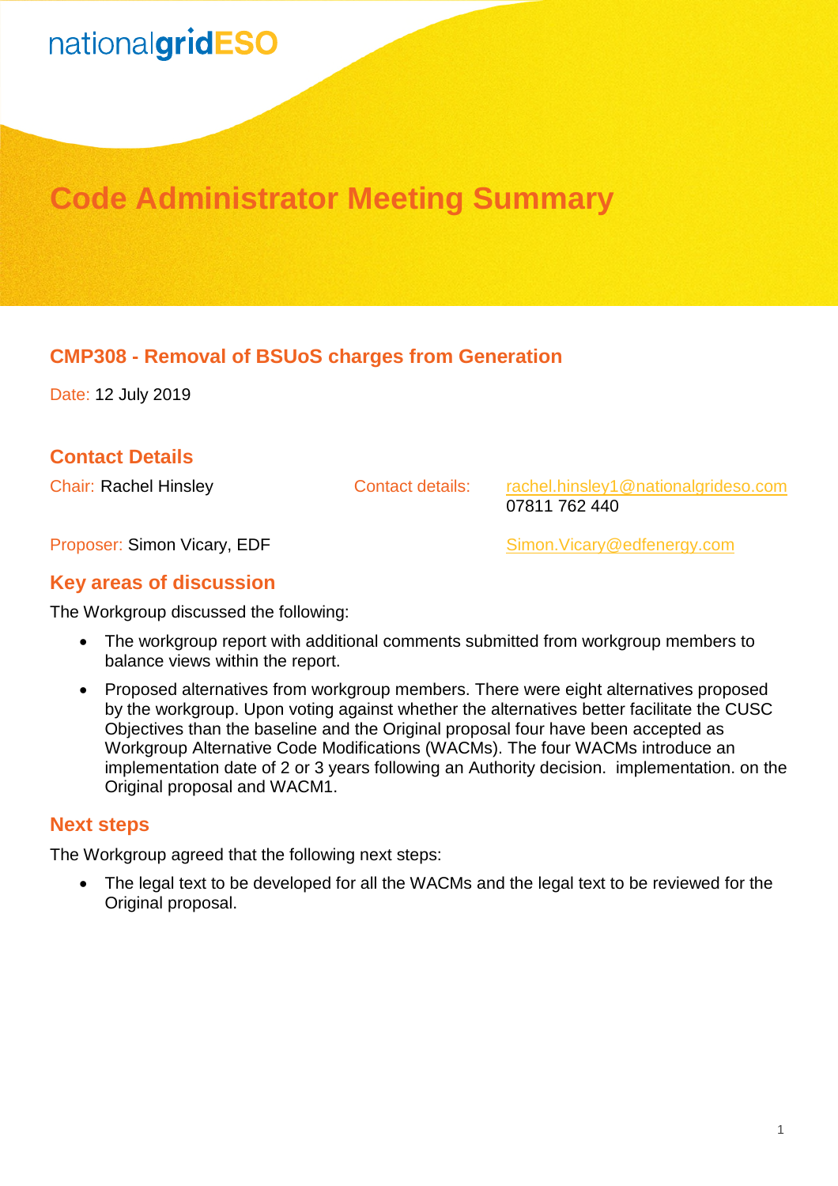nationalgridESO

# Code Administrator Meeting Summary

## CMP308 - Removal of BSUoS charges from Generation

Date: 12 July 2019

## Contact Details

Chair: Rachel Hinsley

Contact details: rachel.hinsley1@nationalgrideso.com
07811 762 440

Proposer: Simon Vicary, EDF

Simon.Vicary@edfenergy.com

## Key areas of discussion

The Workgroup discussed the following:

- The workgroup report with additional comments submitted from workgroup members to balance views within the report.
- Proposed alternatives from workgroup members. There were eight alternatives proposed by the workgroup. Upon voting against whether the alternatives better facilitate the CUSC Objectives than the baseline and the Original proposal four have been accepted as Workgroup Alternative Code Modifications (WACMs). The four WACMs introduce an implementation date of 2 or 3 years following an Authority decision. implementation. on the Original proposal and WACM1.

## Next steps

The Workgroup agreed that the following next steps:

- The legal text to be developed for all the WACMs and the legal text to be reviewed for the Original proposal.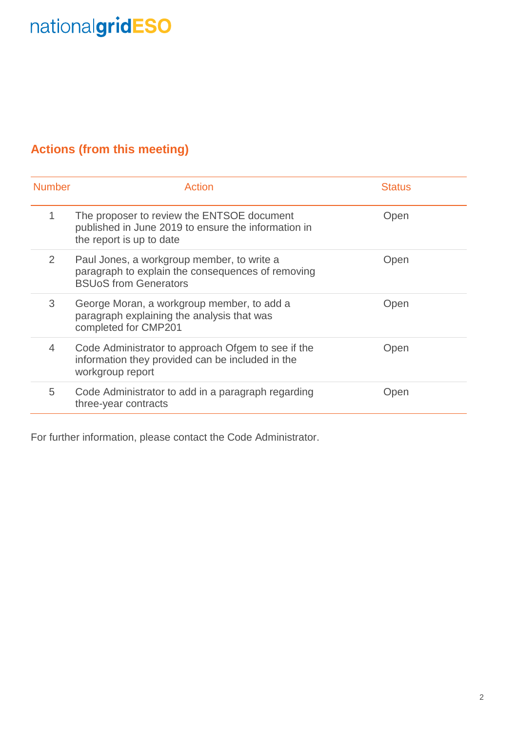## Actions (from this meeting)

| Number | Action | Status |
|---|---|---|
| 1 | The proposer to review the ENTSOE document published in June 2019 to ensure the information in the report is up to date | Open |
| 2 | Paul Jones, a workgroup member, to write a paragraph to explain the consequences of removing BSUoS from Generators | Open |
| 3 | George Moran, a workgroup member, to add a paragraph explaining the analysis that was completed for CMP201 | Open |
| 4 | Code Administrator to approach Ofgem to see if the information they provided can be included in the workgroup report | Open |
| 5 | Code Administrator to add in a paragraph regarding three-year contracts | Open |

For further information, please contact the Code Administrator.